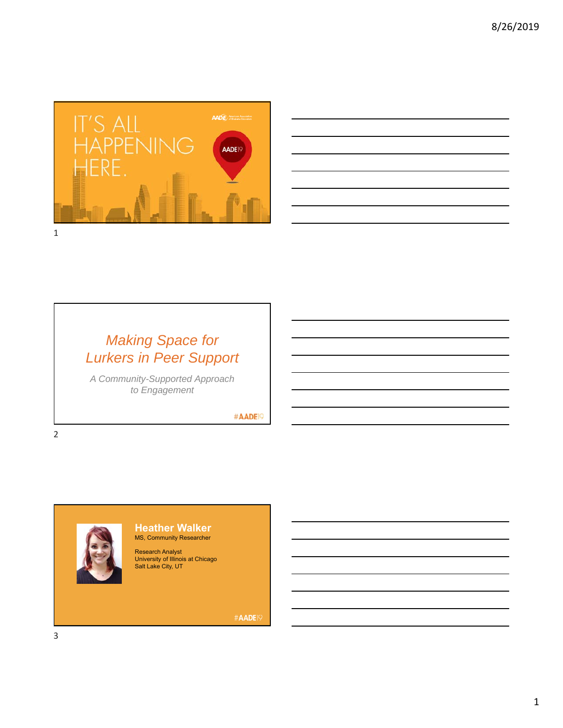IT'S ALL HAPPENING HERE.

AADE19

# Making Space for Lurkers in Peer Support

*A Community-Supported Approach to Engagement*

#AADE19

## Heather Walker

MS, Community Researcher

Research Analyst
University of Illinois at Chicago
Salt Lake City, UT

#AADE19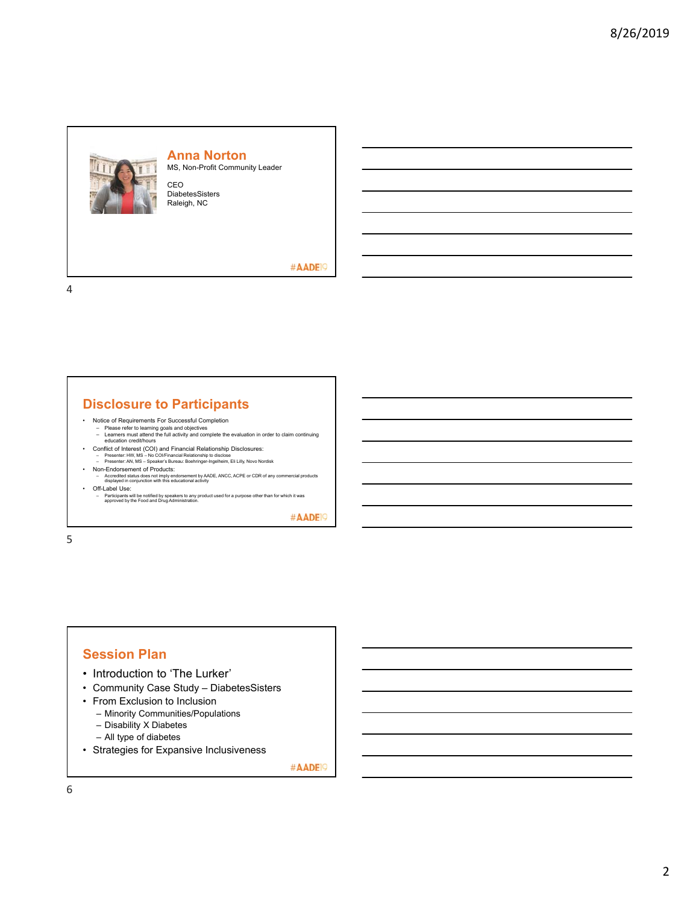## Anna Norton

MS, Non-Profit Community Leader

CEO
DiabetesSisters
Raleigh, NC

#AADE19

## Disclosure to Participants

- Notice of Requirements For Successful Completion
  - Please refer to learning goals and objectives
  - Learners must attend the full activity and complete the evaluation in order to claim continuing education credit/hours
- Conflict of Interest (COI) and Financial Relationship Disclosures:
  - Presenter: HW, MS – No COI/Financial Relationship to disclose
  - Presenter: AN, MS – Speaker's Bureau: Boehringer-Ingelheim, Eli Lilly, Novo Nordisk
- Non-Endorsement of Products:
  - Accredited status does not imply endorsement by AADE, ANCC, ACPE or CDR of any commercial products displayed in conjunction with this educational activity
- Off-Label Use:
  - Participants will be notified by speakers to any product used for a purpose other than for which it was approved by the Food and Drug Administration.

#AADE19

## Session Plan

- Introduction to 'The Lurker'
- Community Case Study – DiabetesSisters
- From Exclusion to Inclusion
  - Minority Communities/Populations
  - Disability X Diabetes
  - All type of diabetes
- Strategies for Expansive Inclusiveness

#AADE19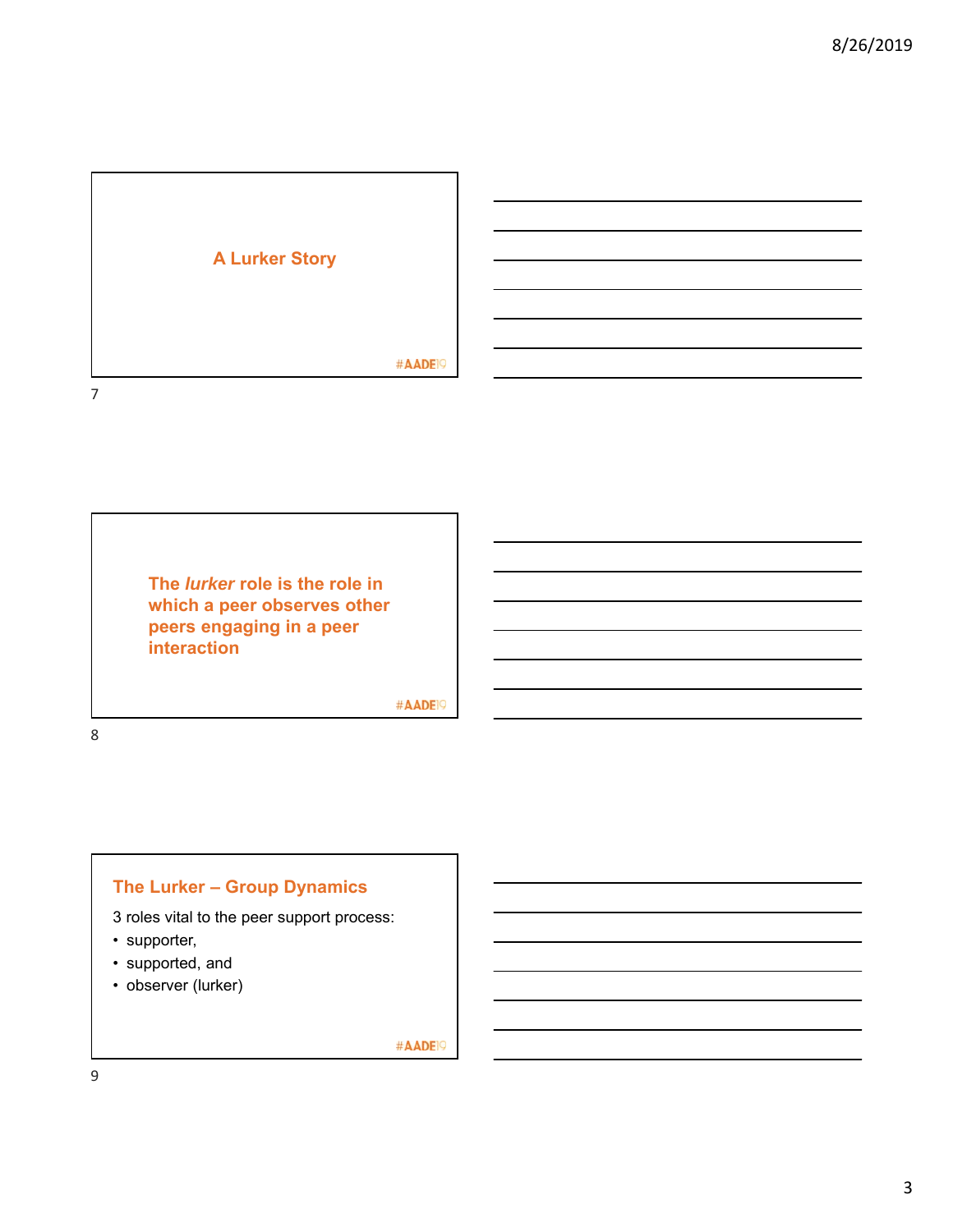## A Lurker Story

**The *lurker* role is the role in which a peer observes other peers engaging in a peer interaction**

## The Lurker – Group Dynamics

3 roles vital to the peer support process:

- supporter,
- supported, and
- observer (lurker)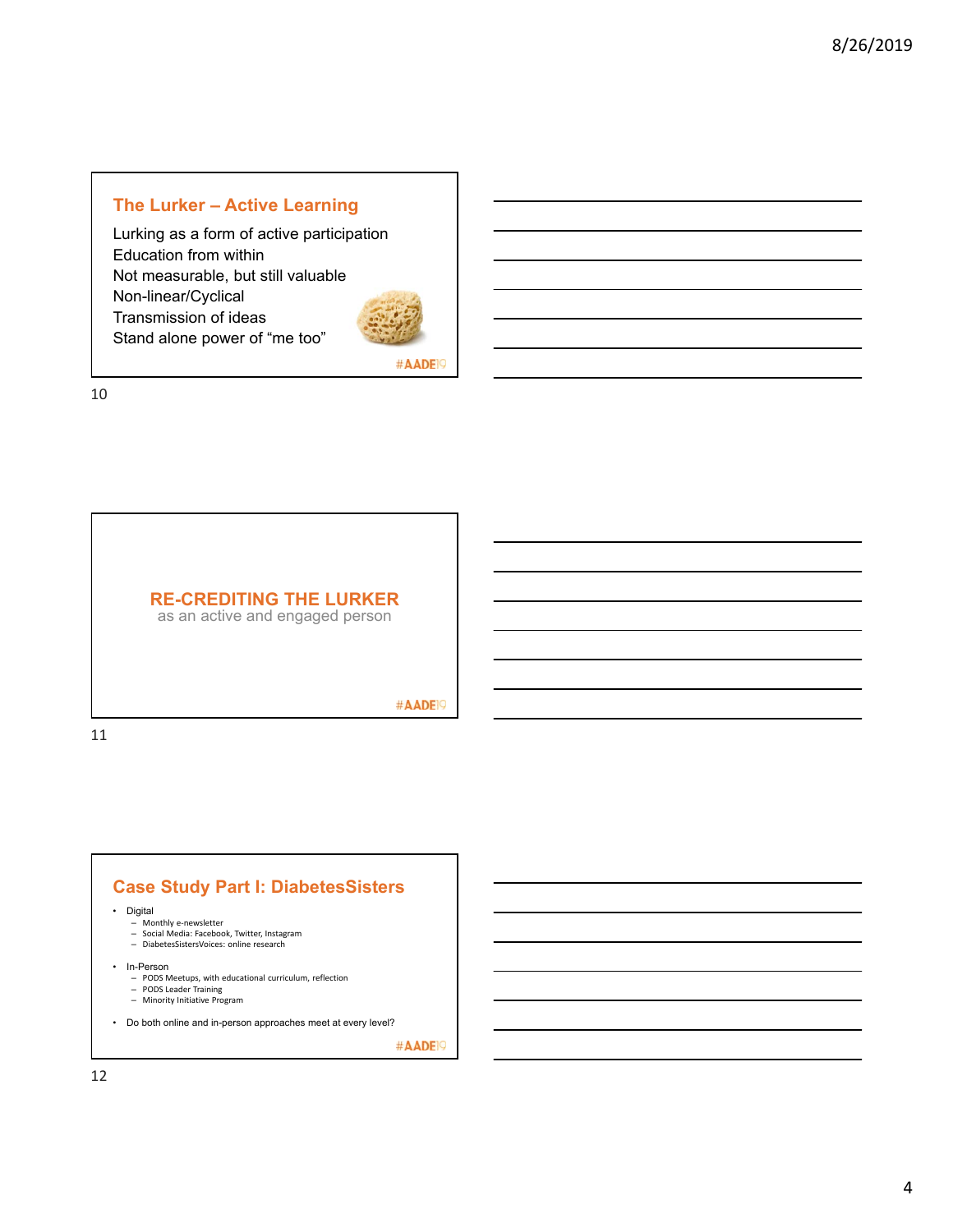## The Lurker – Active Learning

Lurking as a form of active participation
Education from within
Not measurable, but still valuable
Non-linear/Cyclical
Transmission of ideas
Stand alone power of "me too"

#AADE19

## RE-CREDITING THE LURKER

as an active and engaged person

#AADE19

## Case Study Part I: DiabetesSisters

- Digital
  - Monthly e-newsletter
  - Social Media: Facebook, Twitter, Instagram
  - DiabetesSistersVoices: online research
- In-Person
  - PODS Meetups, with educational curriculum, reflection
  - PODS Leader Training
  - Minority Initiative Program
- Do both online and in-person approaches meet at every level?

#AADE19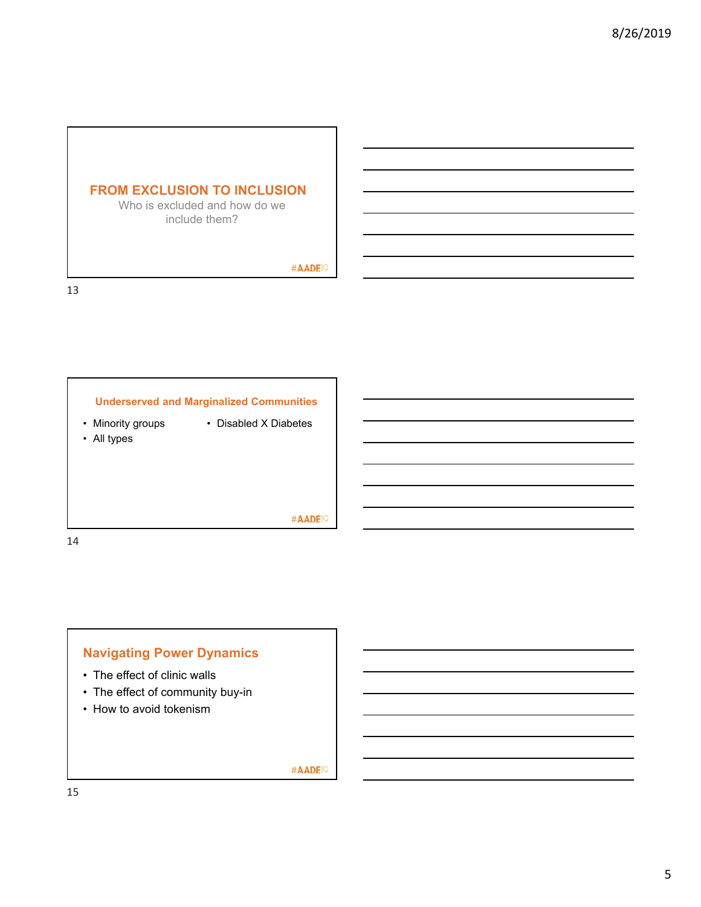## FROM EXCLUSION TO INCLUSION

Who is excluded and how do we include them?

#AADE19

### Underserved and Marginalized Communities

- Minority groups
- All types
- Disabled X Diabetes

#AADE19

### Navigating Power Dynamics

- The effect of clinic walls
- The effect of community buy-in
- How to avoid tokenism

#AADE19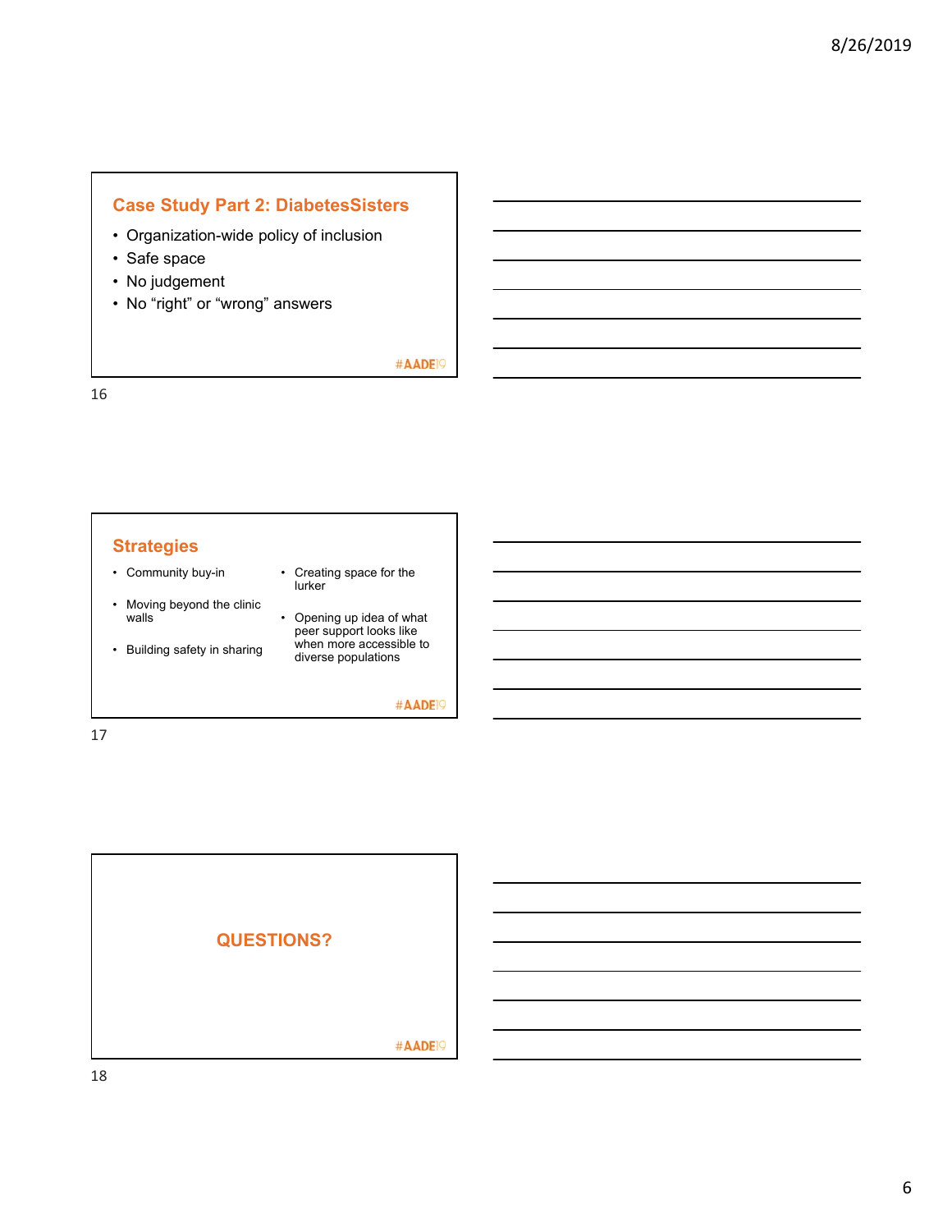## Case Study Part 2: DiabetesSisters

- Organization-wide policy of inclusion
- Safe space
- No judgement
- No “right” or “wrong” answers

#AADE19

## Strategies

- Community buy-in
- Moving beyond the clinic walls
- Building safety in sharing
- Creating space for the lurker
- Opening up idea of what peer support looks like when more accessible to diverse populations

#AADE19

## QUESTIONS?

#AADE19